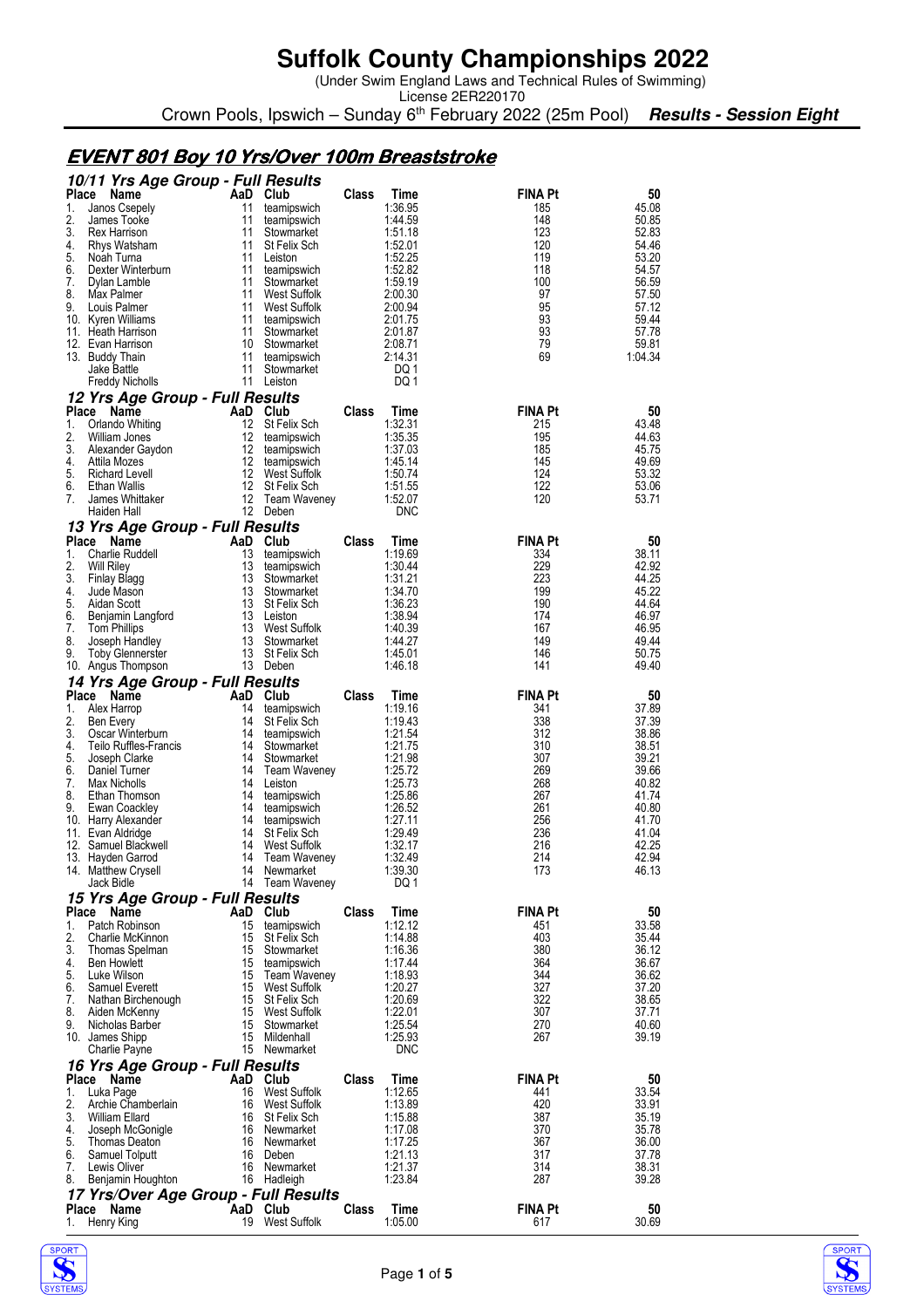# Suffolk County Championships 2022

(Under Swim England Laws and Technical Rules of Swimming)
License 2ER220170

Crown Pools, Ipswich – Sunday 6th February 2022 (25m Pool) ***Results - Session Eight***

## EVENT 801 Boy 10 Yrs/Over 100m Breaststroke

### 10/11 Yrs Age Group - Full Results

| Place | Name | AaD | Club | Class | Time | FINA Pt | 50 |
|---|---|---|---|---|---|---|---|
| 1. | Janos Csepely | 11 | teamipswich | | 1:36.95 | 185 | 45.08 |
| 2. | James Tooke | 11 | teamipswich | | 1:44.59 | 148 | 50.85 |
| 3. | Rex Harrison | 11 | Stowmarket | | 1:51.18 | 123 | 52.83 |
| 4. | Rhys Watsham | 11 | St Felix Sch | | 1:52.01 | 120 | 54.46 |
| 5. | Noah Turna | 11 | Leiston | | 1:52.25 | 119 | 53.20 |
| 6. | Dexter Winterburn | 11 | teamipswich | | 1:52.82 | 118 | 54.57 |
| 7. | Dylan Lamble | 11 | Stowmarket | | 1:59.19 | 100 | 56.59 |
| 8. | Max Palmer | 11 | West Suffolk | | 2:00.30 | 97 | 57.50 |
| 9. | Louis Palmer | 11 | West Suffolk | | 2:00.94 | 95 | 57.12 |
| 10. | Kyren Williams | 11 | teamipswich | | 2:01.75 | 93 | 59.44 |
| 11. | Heath Harrison | 11 | Stowmarket | | 2:01.87 | 93 | 57.78 |
| 12. | Evan Harrison | 10 | Stowmarket | | 2:08.71 | 79 | 59.81 |
| 13. | Buddy Thain | 11 | teamipswich | | 2:14.31 | 69 | 1:04.34 |
| | Jake Battle | 11 | Stowmarket | | DQ 1 | | |
| | Freddy Nicholls | 11 | Leiston | | DQ 1 | | |

### 12 Yrs Age Group - Full Results

| Place | Name | AaD | Club | Class | Time | FINA Pt | 50 |
|---|---|---|---|---|---|---|---|
| 1. | Orlando Whiting | 12 | St Felix Sch | | 1:32.31 | 215 | 43.48 |
| 2. | William Jones | 12 | teamipswich | | 1:35.35 | 195 | 44.63 |
| 3. | Alexander Gaydon | 12 | teamipswich | | 1:37.03 | 185 | 45.75 |
| 4. | Attila Mozes | 12 | teamipswich | | 1:45.14 | 145 | 49.69 |
| 5. | Richard Levell | 12 | West Suffolk | | 1:50.74 | 124 | 53.32 |
| 6. | Ethan Wallis | 12 | St Felix Sch | | 1:51.55 | 122 | 53.06 |
| 7. | James Whittaker | 12 | Team Waveney | | 1:52.07 | 120 | 53.71 |
| | Haiden Hall | 12 | Deben | | DNC | | |

### 13 Yrs Age Group - Full Results

| Place | Name | AaD | Club | Class | Time | FINA Pt | 50 |
|---|---|---|---|---|---|---|---|
| 1. | Charlie Ruddell | 13 | teamipswich | | 1:19.69 | 334 | 38.11 |
| 2. | Will Riley | 13 | teamipswich | | 1:30.44 | 229 | 42.92 |
| 3. | Finlay Blagg | 13 | Stowmarket | | 1:31.21 | 223 | 44.25 |
| 4. | Jude Mason | 13 | Stowmarket | | 1:34.70 | 199 | 45.22 |
| 5. | Aidan Scott | 13 | St Felix Sch | | 1:36.23 | 190 | 44.64 |
| 6. | Benjamin Langford | 13 | Leiston | | 1:38.94 | 174 | 46.97 |
| 7. | Tom Phillips | 13 | West Suffolk | | 1:40.39 | 167 | 46.95 |
| 8. | Joseph Handley | 13 | Stowmarket | | 1:44.27 | 149 | 49.44 |
| 9. | Toby Glennerster | 13 | St Felix Sch | | 1:45.01 | 146 | 50.75 |
| 10. | Angus Thompson | 13 | Deben | | 1:46.18 | 141 | 49.40 |

### 14 Yrs Age Group - Full Results

| Place | Name | AaD | Club | Class | Time | FINA Pt | 50 |
|---|---|---|---|---|---|---|---|
| 1. | Alex Harrop | 14 | teamipswich | | 1:19.16 | 341 | 37.89 |
| 2. | Ben Every | 14 | St Felix Sch | | 1:19.43 | 338 | 37.39 |
| 3. | Oscar Winterburn | 14 | teamipswich | | 1:21.54 | 312 | 38.86 |
| 4. | Teilo Ruffles-Francis | 14 | Stowmarket | | 1:21.75 | 310 | 38.51 |
| 5. | Joseph Clarke | 14 | Stowmarket | | 1:21.98 | 307 | 39.21 |
| 6. | Daniel Turner | 14 | Team Waveney | | 1:25.72 | 269 | 39.66 |
| 7. | Max Nicholls | 14 | Leiston | | 1:25.73 | 268 | 40.82 |
| 8. | Ethan Thomson | 14 | teamipswich | | 1:25.86 | 267 | 41.74 |
| 9. | Ewan Coackley | 14 | teamipswich | | 1:26.52 | 261 | 40.80 |
| 10. | Harry Alexander | 14 | teamipswich | | 1:27.11 | 256 | 41.70 |
| 11. | Evan Aldridge | 14 | St Felix Sch | | 1:29.49 | 236 | 41.04 |
| 12. | Samuel Blackwell | 14 | West Suffolk | | 1:32.17 | 216 | 42.25 |
| 13. | Hayden Garrod | 14 | Team Waveney | | 1:32.49 | 214 | 42.94 |
| 14. | Matthew Crysell | 14 | Newmarket | | 1:39.30 | 173 | 46.13 |
| | Jack Bidle | 14 | Team Waveney | | DQ 1 | | |

### 15 Yrs Age Group - Full Results

| Place | Name | AaD | Club | Class | Time | FINA Pt | 50 |
|---|---|---|---|---|---|---|---|
| 1. | Patch Robinson | 15 | teamipswich | | 1:12.12 | 451 | 33.58 |
| 2. | Charlie McKinnon | 15 | St Felix Sch | | 1:14.88 | 403 | 35.44 |
| 3. | Thomas Spelman | 15 | Stowmarket | | 1:16.36 | 380 | 36.12 |
| 4. | Ben Howlett | 15 | teamipswich | | 1:17.44 | 364 | 36.67 |
| 5. | Luke Wilson | 15 | Team Waveney | | 1:18.93 | 344 | 36.62 |
| 6. | Samuel Everett | 15 | West Suffolk | | 1:20.27 | 327 | 37.20 |
| 7. | Nathan Birchenough | 15 | St Felix Sch | | 1:20.69 | 322 | 38.65 |
| 8. | Aiden McKenny | 15 | West Suffolk | | 1:22.01 | 307 | 37.71 |
| 9. | Nicholas Barber | 15 | Stowmarket | | 1:25.54 | 270 | 40.60 |
| 10. | James Shipp | 15 | Mildenhall | | 1:25.93 | 267 | 39.19 |
| | Charlie Payne | 15 | Newmarket | | DNC | | |

### 16 Yrs Age Group - Full Results

| Place | Name | AaD | Club | Class | Time | FINA Pt | 50 |
|---|---|---|---|---|---|---|---|
| 1. | Luka Page | 16 | West Suffolk | | 1:12.65 | 441 | 33.54 |
| 2. | Archie Chamberlain | 16 | West Suffolk | | 1:13.89 | 420 | 33.91 |
| 3. | William Ellard | 16 | St Felix Sch | | 1:15.88 | 387 | 35.19 |
| 4. | Joseph McGonigle | 16 | Newmarket | | 1:17.08 | 370 | 35.78 |
| 5. | Thomas Deaton | 16 | Newmarket | | 1:17.25 | 367 | 36.00 |
| 6. | Samuel Tolputt | 16 | Deben | | 1:21.13 | 317 | 37.78 |
| 7. | Lewis Oliver | 16 | Newmarket | | 1:21.37 | 314 | 38.31 |
| 8. | Benjamin Houghton | 16 | Hadleigh | | 1:23.84 | 287 | 39.28 |

### 17 Yrs/Over Age Group - Full Results

| Place | Name | AaD | Club | Class | Time | FINA Pt | 50 |
|---|---|---|---|---|---|---|---|
| 1. | Henry King | 19 | West Suffolk | | 1:05.00 | 617 | 30.69 |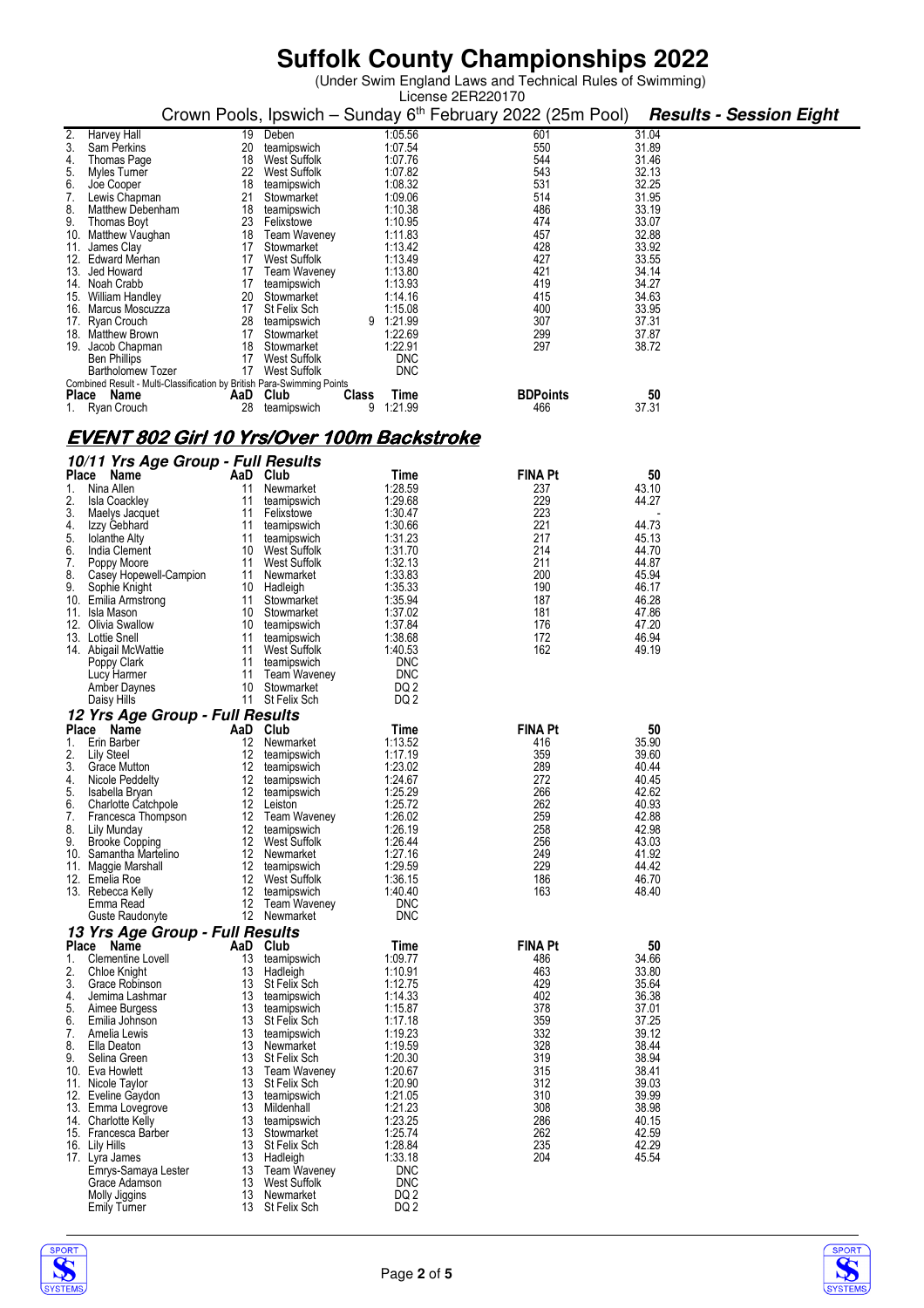# Suffolk County Championships 2022

(Under Swim England Laws and Technical Rules of Swimming)
License 2ER220170

Crown Pools, Ipswich – Sunday 6th February 2022 (25m Pool) ***Results - Session Eight***

| Place | Name | AaD | Club | Class | Time | FINA Pt | 50 |
|---|---|---|---|---|---|---|---|
| 2. | Harvey Hall | 19 | Deben | | 1:05.56 | 601 | 31.04 |
| 3. | Sam Perkins | 20 | teamipswich | | 1:07.54 | 550 | 31.89 |
| 4. | Thomas Page | 18 | West Suffolk | | 1:07.76 | 544 | 31.46 |
| 5. | Myles Turner | 22 | West Suffolk | | 1:07.82 | 543 | 32.13 |
| 6. | Joe Cooper | 18 | teamipswich | | 1:08.32 | 531 | 32.25 |
| 7. | Lewis Chapman | 21 | Stowmarket | | 1:09.06 | 514 | 31.95 |
| 8. | Matthew Debenham | 18 | teamipswich | | 1:10.38 | 486 | 33.19 |
| 9. | Thomas Boyt | 23 | Felixstowe | | 1:10.95 | 474 | 33.07 |
| 10. | Matthew Vaughan | 18 | Team Waveney | | 1:11.83 | 457 | 32.88 |
| 11. | James Clay | 17 | Stowmarket | | 1:13.42 | 428 | 33.92 |
| 12. | Edward Merhan | 17 | West Suffolk | | 1:13.49 | 427 | 33.55 |
| 13. | Jed Howard | 17 | Team Waveney | | 1:13.80 | 421 | 34.14 |
| 14. | Noah Crabb | 17 | teamipswich | | 1:13.93 | 419 | 34.27 |
| 15. | William Handley | 20 | Stowmarket | | 1:14.16 | 415 | 34.63 |
| 16. | Marcus Moscuzza | 17 | St Felix Sch | | 1:15.08 | 400 | 33.95 |
| 17. | Ryan Crouch | 28 | teamipswich | 9 | 1:21.99 | 307 | 37.31 |
| 18. | Matthew Brown | 17 | Stowmarket | | 1:22.69 | 299 | 37.87 |
| 19. | Jacob Chapman | 18 | Stowmarket | | 1:22.91 | 297 | 38.72 |
| | Ben Phillips | 17 | West Suffolk | | DNC | | |
| | Bartholomew Tozer | 17 | West Suffolk | | DNC | | |

Combined Result - Multi-Classification by British Para-Swimming Points

| Place | Name | AaD | Club | Class | Time | BDPoints | 50 |
|---|---|---|---|---|---|---|---|
| 1. | Ryan Crouch | 28 | teamipswich | 9 | 1:21.99 | 466 | 37.31 |

## EVENT 802 Girl 10 Yrs/Over 100m Backstroke

### 10/11 Yrs Age Group - Full Results

| Place | Name | AaD | Club | Time | FINA Pt | 50 |
|---|---|---|---|---|---|---|
| 1. | Nina Allen | 11 | Newmarket | 1:28.59 | 237 | 43.10 |
| 2. | Isla Coackley | 11 | teamipswich | 1:29.68 | 229 | 44.27 |
| 3. | Maelys Jacquet | 11 | Felixstowe | 1:30.47 | 223 | - |
| 4. | Izzy Gebhard | 11 | teamipswich | 1:30.66 | 221 | 44.73 |
| 5. | Iolanthe Alty | 11 | teamipswich | 1:31.23 | 217 | 45.13 |
| 6. | India Clement | 10 | West Suffolk | 1:31.70 | 214 | 44.70 |
| 7. | Poppy Moore | 11 | West Suffolk | 1:32.13 | 211 | 44.87 |
| 8. | Casey Hopewell-Campion | 11 | Newmarket | 1:33.83 | 200 | 45.94 |
| 9. | Sophie Knight | 10 | Hadleigh | 1:35.33 | 190 | 46.17 |
| 10. | Emilia Armstrong | 11 | Stowmarket | 1:35.94 | 187 | 46.28 |
| 11. | Isla Mason | 10 | Stowmarket | 1:37.02 | 181 | 47.86 |
| 12. | Olivia Swallow | 10 | teamipswich | 1:37.84 | 176 | 47.20 |
| 13. | Lottie Snell | 11 | teamipswich | 1:38.68 | 172 | 46.94 |
| 14. | Abigail McWattie | 11 | West Suffolk | 1:40.53 | 162 | 49.19 |
| | Poppy Clark | 11 | teamipswich | DNC | | |
| | Lucy Harmer | 11 | Team Waveney | DNC | | |
| | Amber Daynes | 10 | Stowmarket | DQ 2 | | |
| | Daisy Hills | 11 | St Felix Sch | DQ 2 | | |

### 12 Yrs Age Group - Full Results

| Place | Name | AaD | Club | Time | FINA Pt | 50 |
|---|---|---|---|---|---|---|
| 1. | Erin Barber | 12 | Newmarket | 1:13.52 | 416 | 35.90 |
| 2. | Lily Steel | 12 | teamipswich | 1:17.19 | 359 | 39.60 |
| 3. | Grace Mutton | 12 | teamipswich | 1:23.02 | 289 | 40.44 |
| 4. | Nicole Peddelty | 12 | teamipswich | 1:24.67 | 272 | 40.45 |
| 5. | Isabella Bryan | 12 | teamipswich | 1:25.29 | 266 | 42.62 |
| 6. | Charlotte Catchpole | 12 | Leiston | 1:25.72 | 262 | 40.93 |
| 7. | Francesca Thompson | 12 | Team Waveney | 1:26.02 | 259 | 42.88 |
| 8. | Lily Munday | 12 | teamipswich | 1:26.19 | 258 | 42.98 |
| 9. | Brooke Copping | 12 | West Suffolk | 1:26.44 | 256 | 43.03 |
| 10. | Samantha Martelino | 12 | Newmarket | 1:27.16 | 249 | 41.92 |
| 11. | Maggie Marshall | 12 | teamipswich | 1:29.59 | 229 | 44.42 |
| 12. | Emelia Roe | 12 | West Suffolk | 1:36.15 | 186 | 46.70 |
| 13. | Rebecca Kelly | 12 | teamipswich | 1:40.40 | 163 | 48.40 |
| | Emma Read | 12 | Team Waveney | DNC | | |
| | Guste Raudonyte | 12 | Newmarket | DNC | | |

### 13 Yrs Age Group - Full Results

| Place | Name | AaD | Club | Time | FINA Pt | 50 |
|---|---|---|---|---|---|---|
| 1. | Clementine Lovell | 13 | teamipswich | 1:09.77 | 486 | 34.66 |
| 2. | Chloe Knight | 13 | Hadleigh | 1:10.91 | 463 | 33.80 |
| 3. | Grace Robinson | 13 | St Felix Sch | 1:12.75 | 429 | 35.64 |
| 4. | Jemima Lashmar | 13 | teamipswich | 1:14.33 | 402 | 36.38 |
| 5. | Aimee Burgess | 13 | teamipswich | 1:15.87 | 378 | 37.01 |
| 6. | Emilia Johnson | 13 | St Felix Sch | 1:17.18 | 359 | 37.25 |
| 7. | Amelia Lewis | 13 | teamipswich | 1:19.23 | 332 | 39.12 |
| 8. | Ella Deaton | 13 | Newmarket | 1:19.59 | 328 | 38.44 |
| 9. | Selina Green | 13 | St Felix Sch | 1:20.30 | 319 | 38.94 |
| 10. | Eva Howlett | 13 | Team Waveney | 1:20.67 | 315 | 38.41 |
| 11. | Nicole Taylor | 13 | St Felix Sch | 1:20.90 | 312 | 39.03 |
| 12. | Eveline Gaydon | 13 | teamipswich | 1:21.05 | 310 | 39.99 |
| 13. | Emma Lovegrove | 13 | Mildenhall | 1:21.23 | 308 | 38.98 |
| 14. | Charlotte Kelly | 13 | teamipswich | 1:23.25 | 286 | 40.15 |
| 15. | Francesca Barber | 13 | Stowmarket | 1:25.74 | 262 | 42.59 |
| 16. | Lily Hills | 13 | St Felix Sch | 1:28.84 | 235 | 42.29 |
| 17. | Lyra James | 13 | Hadleigh | 1:33.18 | 204 | 45.54 |
| | Emrys-Samaya Lester | 13 | Team Waveney | DNC | | |
| | Grace Adamson | 13 | West Suffolk | DNC | | |
| | Molly Jiggins | 13 | Newmarket | DQ 2 | | |
| | Emily Turner | 13 | St Felix Sch | DQ 2 | | |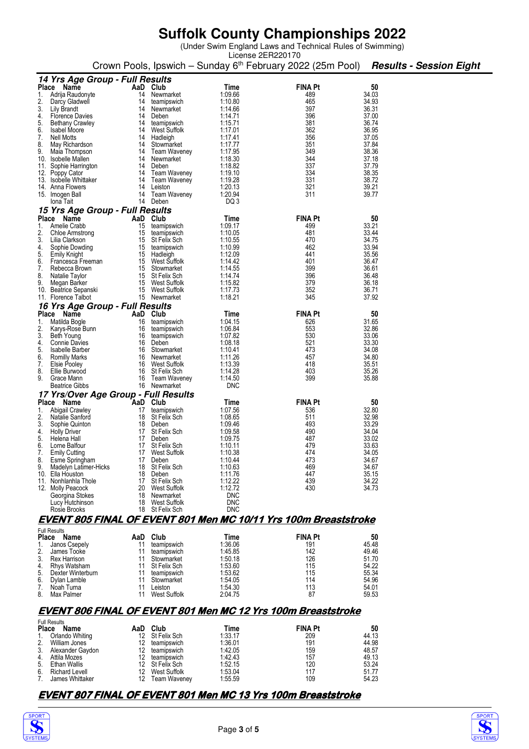# Suffolk County Championships 2022

(Under Swim England Laws and Technical Rules of Swimming)
License 2ER220170

Crown Pools, Ipswich – Sunday 6th February 2022 (25m Pool) ***Results - Session Eight***

### *14 Yrs Age Group - Full Results*

| Place | Name | AaD | Club | Time | FINA Pt | 50 |
|---|---|---|---|---|---|---|
| 1. | Adrija Raudonyte | 14 | Newmarket | 1:09.66 | 489 | 34.03 |
| 2. | Darcy Gladwell | 14 | teamipswich | 1:10.80 | 465 | 34.93 |
| 3. | Lily Brandt | 14 | Newmarket | 1:14.66 | 397 | 36.31 |
| 4. | Florence Davies | 14 | Deben | 1:14.71 | 396 | 37.00 |
| 5. | Bethany Crawley | 14 | teamipswich | 1:15.71 | 381 | 36.74 |
| 6. | Isabel Moore | 14 | West Suffolk | 1:17.01 | 362 | 36.95 |
| 7. | Nell Motts | 14 | Hadleigh | 1:17.41 | 356 | 37.05 |
| 8. | May Richardson | 14 | Stowmarket | 1:17.77 | 351 | 37.84 |
| 9. | Maia Thompson | 14 | Team Waveney | 1:17.95 | 349 | 38.36 |
| 10. | Isobelle Mallen | 14 | Newmarket | 1:18.30 | 344 | 37.18 |
| 11. | Sophie Harrington | 14 | Deben | 1:18.82 | 337 | 37.79 |
| 12. | Poppy Cator | 14 | Team Waveney | 1:19.10 | 334 | 38.35 |
| 13. | Isobelle Whittaker | 14 | Team Waveney | 1:19.28 | 331 | 38.72 |
| 14. | Anna Flowers | 14 | Leiston | 1:20.13 | 321 | 39.21 |
| 15. | Imogen Ball | 14 | Team Waveney | 1:20.94 | 311 | 39.77 |
| | Iona Tait | 14 | Deben | DQ 3 | | |

### *15 Yrs Age Group - Full Results*

| Place | Name | AaD | Club | Time | FINA Pt | 50 |
|---|---|---|---|---|---|---|
| 1. | Amelie Crabb | 15 | teamipswich | 1:09.17 | 499 | 33.21 |
| 2. | Chloe Armstrong | 15 | teamipswich | 1:10.05 | 481 | 33.44 |
| 3. | Lilia Clarkson | 15 | St Felix Sch | 1:10.55 | 470 | 34.75 |
| 4. | Sophie Dowding | 15 | teamipswich | 1:10.99 | 462 | 33.94 |
| 5. | Emily Knight | 15 | Hadleigh | 1:12.09 | 441 | 35.56 |
| 6. | Francesca Freeman | 15 | West Suffolk | 1:14.42 | 401 | 36.47 |
| 7. | Rebecca Brown | 15 | Stowmarket | 1:14.55 | 399 | 36.61 |
| 8. | Natalie Taylor | 15 | St Felix Sch | 1:14.74 | 396 | 36.48 |
| 9. | Megan Barker | 15 | West Suffolk | 1:15.82 | 379 | 36.18 |
| 10. | Beatrice Sepanski | 15 | West Suffolk | 1:17.73 | 352 | 36.71 |
| 11. | Florence Talbot | 15 | Newmarket | 1:18.21 | 345 | 37.92 |

### *16 Yrs Age Group - Full Results*

| Place | Name | AaD | Club | Time | FINA Pt | 50 |
|---|---|---|---|---|---|---|
| 1. | Matilda Bogle | 16 | teamipswich | 1:04.15 | 626 | 31.65 |
| 2. | Karys-Rose Bunn | 16 | teamipswich | 1:06.84 | 553 | 32.86 |
| 3. | Beth Young | 16 | teamipswich | 1:07.82 | 530 | 33.06 |
| 4. | Connie Davies | 16 | Deben | 1:08.18 | 521 | 33.30 |
| 5. | Isabelle Barber | 16 | Stowmarket | 1:10.41 | 473 | 34.08 |
| 6. | Romilly Marks | 16 | Newmarket | 1:11.26 | 457 | 34.80 |
| 7. | Elsie Pooley | 16 | West Suffolk | 1:13.39 | 418 | 35.51 |
| 8. | Ellie Burwood | 16 | St Felix Sch | 1:14.28 | 403 | 35.26 |
| 9. | Grace Mann | 16 | Team Waveney | 1:14.50 | 399 | 35.88 |
| | Beatrice Gibbs | 16 | Newmarket | DNC | | |

### *17 Yrs/Over Age Group - Full Results*

| Place | Name | AaD | Club | Time | FINA Pt | 50 |
|---|---|---|---|---|---|---|
| 1. | Abigail Crawley | 17 | teamipswich | 1:07.56 | 536 | 32.80 |
| 2. | Natalie Sanford | 18 | St Felix Sch | 1:08.65 | 511 | 32.98 |
| 3. | Sophie Quinton | 18 | Deben | 1:09.46 | 493 | 33.29 |
| 4. | Holly Driver | 17 | St Felix Sch | 1:09.58 | 490 | 34.04 |
| 5. | Helena Hall | 17 | Deben | 1:09.75 | 487 | 33.02 |
| 6. | Lorne Balfour | 17 | St Felix Sch | 1:10.11 | 479 | 33.63 |
| 7. | Emily Cutting | 17 | West Suffolk | 1:10.38 | 474 | 34.05 |
| 8. | Esme Springham | 17 | Deben | 1:10.44 | 473 | 34.67 |
| 9. | Madelyn Latimer-Hicks | 18 | St Felix Sch | 1:10.63 | 469 | 34.67 |
| 10. | Ella Houston | 18 | Deben | 1:11.76 | 447 | 35.15 |
| 11. | Nonhlanhla Thole | 17 | St Felix Sch | 1:12.22 | 439 | 34.22 |
| 12. | Molly Peacock | 20 | West Suffolk | 1:12.72 | 430 | 34.73 |
| | Georgina Stokes | 18 | Newmarket | DNC | | |
| | Lucy Hutchinson | 18 | West Suffolk | DNC | | |
| | Rosie Brooks | 18 | St Felix Sch | DNC | | |

## EVENT 805 FINAL OF EVENT 801 Men MC 10/11 Yrs 100m Breaststroke

Full Results

| Place | Name | AaD | Club | Time | FINA Pt | 50 |
|---|---|---|---|---|---|---|
| 1. | Janos Csepely | 11 | teamipswich | 1:36.06 | 191 | 45.48 |
| 2. | James Tooke | 11 | teamipswich | 1:45.85 | 142 | 49.46 |
| 3. | Rex Harrison | 11 | Stowmarket | 1:50.18 | 126 | 51.70 |
| 4. | Rhys Watsham | 11 | St Felix Sch | 1:53.60 | 115 | 54.22 |
| 5. | Dexter Winterburn | 11 | teamipswich | 1:53.62 | 115 | 55.34 |
| 6. | Dylan Lamble | 11 | Stowmarket | 1:54.05 | 114 | 54.96 |
| 7. | Noah Turna | 11 | Leiston | 1:54.30 | 113 | 54.01 |
| 8. | Max Palmer | 11 | West Suffolk | 2:04.75 | 87 | 59.53 |

## EVENT 806 FINAL OF EVENT 801 Men MC 12 Yrs 100m Breaststroke

Full Results

| Place | Name | AaD | Club | Time | FINA Pt | 50 |
|---|---|---|---|---|---|---|
| 1. | Orlando Whiting | 12 | St Felix Sch | 1:33.17 | 209 | 44.13 |
| 2. | William Jones | 12 | teamipswich | 1:36.01 | 191 | 44.98 |
| 3. | Alexander Gaydon | 12 | teamipswich | 1:42.05 | 159 | 48.57 |
| 4. | Attila Mozes | 12 | teamipswich | 1:42.43 | 157 | 49.13 |
| 5. | Ethan Wallis | 12 | St Felix Sch | 1:52.15 | 120 | 53.24 |
| 6. | Richard Levell | 12 | West Suffolk | 1:53.04 | 117 | 51.77 |
| 7. | James Whittaker | 12 | Team Waveney | 1:55.59 | 109 | 54.23 |

## EVENT 807 FINAL OF EVENT 801 Men MC 13 Yrs 100m Breaststroke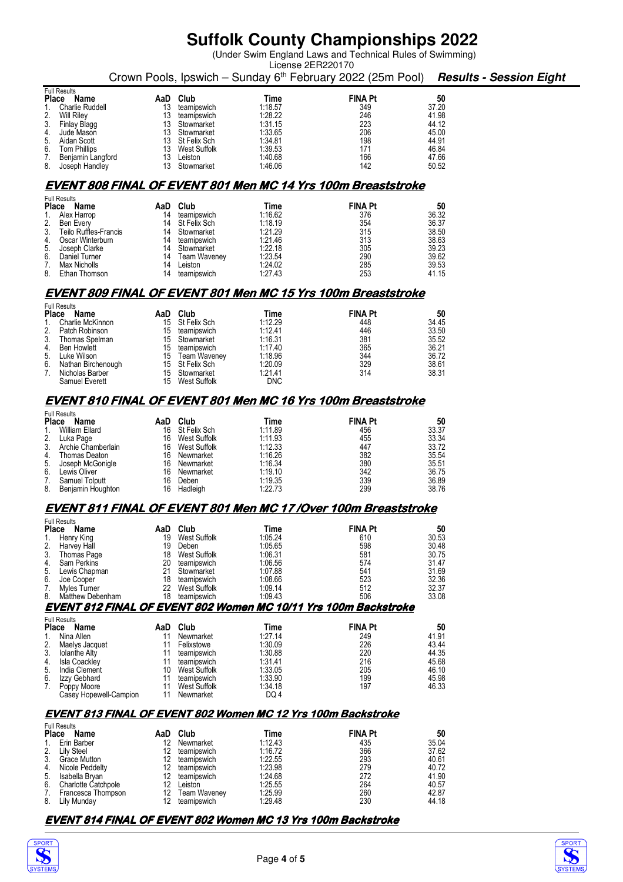# Suffolk County Championships 2022

(Under Swim England Laws and Technical Rules of Swimming)
License 2ER220170

Crown Pools, Ipswich – Sunday 6th February 2022 (25m Pool) ***Results - Session Eight***

Full Results

| Place | Name | AaD | Club | Time | FINA Pt | 50 |
|---|---|---|---|---|---|---|
| 1. | Charlie Ruddell | 13 | teamipswich | 1:18.57 | 349 | 37.20 |
| 2. | Will Riley | 13 | teamipswich | 1:28.22 | 246 | 41.98 |
| 3. | Finlay Blagg | 13 | Stowmarket | 1:31.15 | 223 | 44.12 |
| 4. | Jude Mason | 13 | Stowmarket | 1:33.65 | 206 | 45.00 |
| 5. | Aidan Scott | 13 | St Felix Sch | 1:34.81 | 198 | 44.91 |
| 6. | Tom Phillips | 13 | West Suffolk | 1:39.53 | 171 | 46.84 |
| 7. | Benjamin Langford | 13 | Leiston | 1:40.68 | 166 | 47.66 |
| 8. | Joseph Handley | 13 | Stowmarket | 1:46.06 | 142 | 50.52 |

## EVENT 808 FINAL OF EVENT 801 Men MC 14 Yrs 100m Breaststroke

Full Results

| Place | Name | AaD | Club | Time | FINA Pt | 50 |
|---|---|---|---|---|---|---|
| 1. | Alex Harrop | 14 | teamipswich | 1:16.62 | 376 | 36.32 |
| 2. | Ben Every | 14 | St Felix Sch | 1:18.19 | 354 | 36.37 |
| 3. | Teilo Ruffles-Francis | 14 | Stowmarket | 1:21.29 | 315 | 38.50 |
| 4. | Oscar Winterburn | 14 | teamipswich | 1:21.46 | 313 | 38.63 |
| 5. | Joseph Clarke | 14 | Stowmarket | 1:22.18 | 305 | 39.23 |
| 6. | Daniel Turner | 14 | Team Waveney | 1:23.54 | 290 | 39.62 |
| 7. | Max Nicholls | 14 | Leiston | 1:24.02 | 285 | 39.53 |
| 8. | Ethan Thomson | 14 | teamipswich | 1:27.43 | 253 | 41.15 |

## EVENT 809 FINAL OF EVENT 801 Men MC 15 Yrs 100m Breaststroke

Full Results

| Place | Name | AaD | Club | Time | FINA Pt | 50 |
|---|---|---|---|---|---|---|
| 1. | Charlie McKinnon | 15 | St Felix Sch | 1:12.29 | 448 | 34.45 |
| 2. | Patch Robinson | 15 | teamipswich | 1:12.41 | 446 | 33.50 |
| 3. | Thomas Spelman | 15 | Stowmarket | 1:16.31 | 381 | 35.52 |
| 4. | Ben Howlett | 15 | teamipswich | 1:17.40 | 365 | 36.21 |
| 5. | Luke Wilson | 15 | Team Waveney | 1:18.96 | 344 | 36.72 |
| 6. | Nathan Birchenough | 15 | St Felix Sch | 1:20.09 | 329 | 38.61 |
| 7. | Nicholas Barber | 15 | Stowmarket | 1:21.41 | 314 | 38.31 |
| | Samuel Everett | 15 | West Suffolk | DNC | | |

## EVENT 810 FINAL OF EVENT 801 Men MC 16 Yrs 100m Breaststroke

Full Results

| Place | Name | AaD | Club | Time | FINA Pt | 50 |
|---|---|---|---|---|---|---|
| 1. | William Ellard | 16 | St Felix Sch | 1:11.89 | 456 | 33.37 |
| 2. | Luka Page | 16 | West Suffolk | 1:11.93 | 455 | 33.34 |
| 3. | Archie Chamberlain | 16 | West Suffolk | 1:12.33 | 447 | 33.72 |
| 4. | Thomas Deaton | 16 | Newmarket | 1:16.26 | 382 | 35.54 |
| 5. | Joseph McGonigle | 16 | Newmarket | 1:16.34 | 380 | 35.51 |
| 6. | Lewis Oliver | 16 | Newmarket | 1:19.10 | 342 | 36.75 |
| 7. | Samuel Tolputt | 16 | Deben | 1:19.35 | 339 | 36.89 |
| 8. | Benjamin Houghton | 16 | Hadleigh | 1:22.73 | 299 | 38.76 |

## EVENT 811 FINAL OF EVENT 801 Men MC 17/Over 100m Breaststroke

Full Results

| Place | Name | AaD | Club | Time | FINA Pt | 50 |
|---|---|---|---|---|---|---|
| 1. | Henry King | 19 | West Suffolk | 1:05.24 | 610 | 30.53 |
| 2. | Harvey Hall | 19 | Deben | 1:05.65 | 598 | 30.48 |
| 3. | Thomas Page | 18 | West Suffolk | 1:06.31 | 581 | 30.75 |
| 4. | Sam Perkins | 20 | teamipswich | 1:06.56 | 574 | 31.47 |
| 5. | Lewis Chapman | 21 | Stowmarket | 1:07.88 | 541 | 31.69 |
| 6. | Joe Cooper | 18 | teamipswich | 1:08.66 | 523 | 32.36 |
| 7. | Myles Turner | 22 | West Suffolk | 1:09.14 | 512 | 32.37 |
| 8. | Matthew Debenham | 18 | teamipswich | 1:09.43 | 506 | 33.08 |

## EVENT 812 FINAL OF EVENT 802 Women MC 10/11 Yrs 100m Backstroke

Full Results

| Place | Name | AaD | Club | Time | FINA Pt | 50 |
|---|---|---|---|---|---|---|
| 1. | Nina Allen | 11 | Newmarket | 1:27.14 | 249 | 41.91 |
| 2. | Maelys Jacquet | 11 | Felixstowe | 1:30.09 | 226 | 43.44 |
| 3. | Iolanthe Alty | 11 | teamipswich | 1:30.88 | 220 | 44.35 |
| 4. | Isla Coackley | 11 | teamipswich | 1:31.41 | 216 | 45.68 |
| 5. | India Clement | 10 | West Suffolk | 1:33.05 | 205 | 46.10 |
| 6. | Izzy Gebhard | 11 | teamipswich | 1:33.90 | 199 | 45.98 |
| 7. | Poppy Moore | 11 | West Suffolk | 1:34.18 | 197 | 46.33 |
| | Casey Hopewell-Campion | 11 | Newmarket | DQ 4 | | |

## EVENT 813 FINAL OF EVENT 802 Women MC 12 Yrs 100m Backstroke

Full Results

| Place | Name | AaD | Club | Time | FINA Pt | 50 |
|---|---|---|---|---|---|---|
| 1. | Erin Barber | 12 | Newmarket | 1:12.43 | 435 | 35.04 |
| 2. | Lily Steel | 12 | teamipswich | 1:16.72 | 366 | 37.62 |
| 3. | Grace Mutton | 12 | teamipswich | 1:22.55 | 293 | 40.61 |
| 4. | Nicole Peddelty | 12 | teamipswich | 1:23.98 | 279 | 40.72 |
| 5. | Isabella Bryan | 12 | teamipswich | 1:24.68 | 272 | 41.90 |
| 6. | Charlotte Catchpole | 12 | Leiston | 1:25.55 | 264 | 40.57 |
| 7. | Francesca Thompson | 12 | Team Waveney | 1:25.99 | 260 | 42.87 |
| 8. | Lily Munday | 12 | teamipswich | 1:29.48 | 230 | 44.18 |

## EVENT 814 FINAL OF EVENT 802 Women MC 13 Yrs 100m Backstroke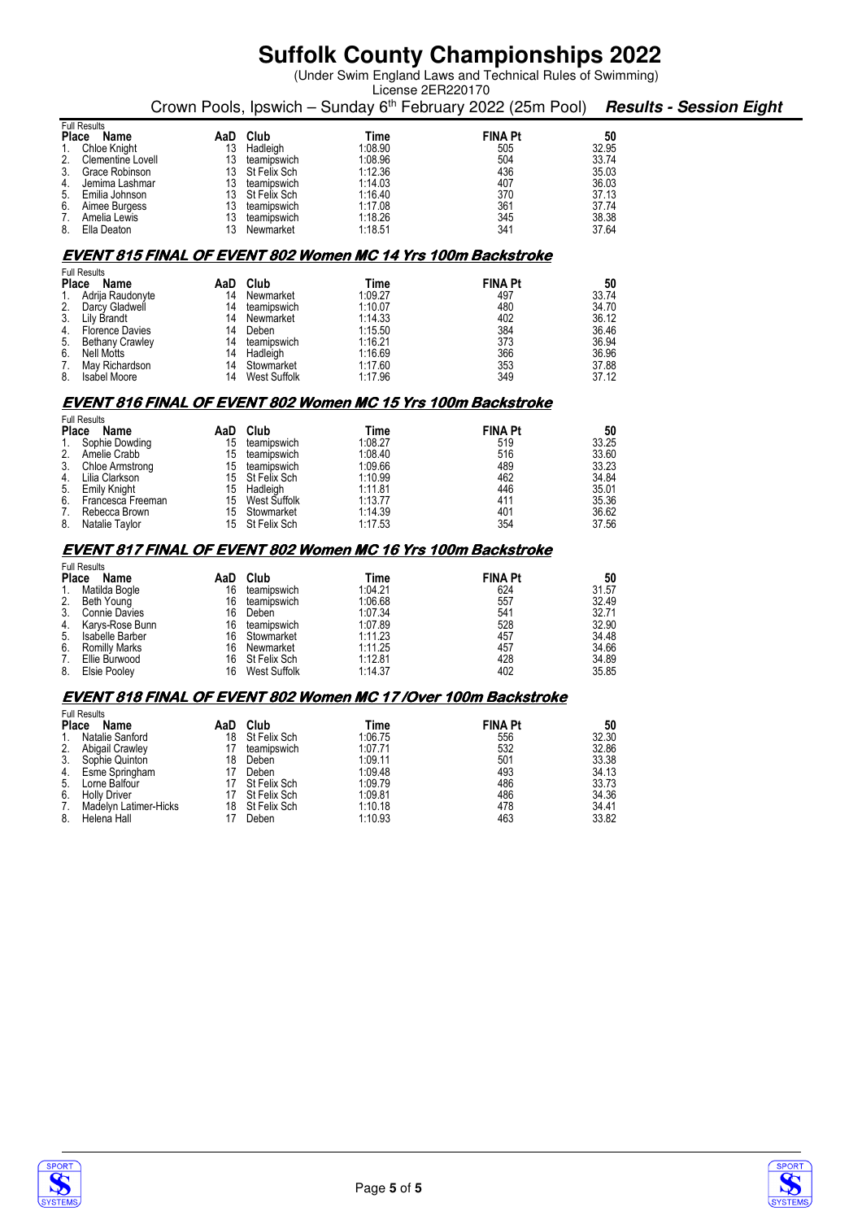# Suffolk County Championships 2022

(Under Swim England Laws and Technical Rules of Swimming)
License 2ER220170

Crown Pools, Ipswich – Sunday 6th February 2022 (25m Pool) ***Results - Session Eight***

Full Results

| Place | Name | AaD | Club | Time | FINA Pt | 50 |
|---|---|---|---|---|---|---|
| 1. | Chloe Knight | 13 | Hadleigh | 1:08.90 | 505 | 32.95 |
| 2. | Clementine Lovell | 13 | teamipswich | 1:08.96 | 504 | 33.74 |
| 3. | Grace Robinson | 13 | St Felix Sch | 1:12.36 | 436 | 35.03 |
| 4. | Jemima Lashmar | 13 | teamipswich | 1:14.03 | 407 | 36.03 |
| 5. | Emilia Johnson | 13 | St Felix Sch | 1:16.40 | 370 | 37.13 |
| 6. | Aimee Burgess | 13 | teamipswich | 1:17.08 | 361 | 37.74 |
| 7. | Amelia Lewis | 13 | teamipswich | 1:18.26 | 345 | 38.38 |
| 8. | Ella Deaton | 13 | Newmarket | 1:18.51 | 341 | 37.64 |

## EVENT 815 FINAL OF EVENT 802 Women MC 14 Yrs 100m Backstroke

Full Results

| Place | Name | AaD | Club | Time | FINA Pt | 50 |
|---|---|---|---|---|---|---|
| 1. | Adrija Raudonyte | 14 | Newmarket | 1:09.27 | 497 | 33.74 |
| 2. | Darcy Gladwell | 14 | teamipswich | 1:10.07 | 480 | 34.70 |
| 3. | Lily Brandt | 14 | Newmarket | 1:14.33 | 402 | 36.12 |
| 4. | Florence Davies | 14 | Deben | 1:15.50 | 384 | 36.46 |
| 5. | Bethany Crawley | 14 | teamipswich | 1:16.21 | 373 | 36.94 |
| 6. | Nell Motts | 14 | Hadleigh | 1:16.69 | 366 | 36.96 |
| 7. | May Richardson | 14 | Stowmarket | 1:17.60 | 353 | 37.88 |
| 8. | Isabel Moore | 14 | West Suffolk | 1:17.96 | 349 | 37.12 |

## EVENT 816 FINAL OF EVENT 802 Women MC 15 Yrs 100m Backstroke

Full Results

| Place | Name | AaD | Club | Time | FINA Pt | 50 |
|---|---|---|---|---|---|---|
| 1. | Sophie Dowding | 15 | teamipswich | 1:08.27 | 519 | 33.25 |
| 2. | Amelie Crabb | 15 | teamipswich | 1:08.40 | 516 | 33.60 |
| 3. | Chloe Armstrong | 15 | teamipswich | 1:09.66 | 489 | 33.23 |
| 4. | Lilia Clarkson | 15 | St Felix Sch | 1:10.99 | 462 | 34.84 |
| 5. | Emily Knight | 15 | Hadleigh | 1:11.81 | 446 | 35.01 |
| 6. | Francesca Freeman | 15 | West Suffolk | 1:13.77 | 411 | 35.36 |
| 7. | Rebecca Brown | 15 | Stowmarket | 1:14.39 | 401 | 36.62 |
| 8. | Natalie Taylor | 15 | St Felix Sch | 1:17.53 | 354 | 37.56 |

## EVENT 817 FINAL OF EVENT 802 Women MC 16 Yrs 100m Backstroke

Full Results

| Place | Name | AaD | Club | Time | FINA Pt | 50 |
|---|---|---|---|---|---|---|
| 1. | Matilda Bogle | 16 | teamipswich | 1:04.21 | 624 | 31.57 |
| 2. | Beth Young | 16 | teamipswich | 1:06.68 | 557 | 32.49 |
| 3. | Connie Davies | 16 | Deben | 1:07.34 | 541 | 32.71 |
| 4. | Karys-Rose Bunn | 16 | teamipswich | 1:07.89 | 528 | 32.90 |
| 5. | Isabelle Barber | 16 | Stowmarket | 1:11.23 | 457 | 34.48 |
| 6. | Romilly Marks | 16 | Newmarket | 1:11.25 | 457 | 34.66 |
| 7. | Ellie Burwood | 16 | St Felix Sch | 1:12.81 | 428 | 34.89 |
| 8. | Elsie Pooley | 16 | West Suffolk | 1:14.37 | 402 | 35.85 |

## EVENT 818 FINAL OF EVENT 802 Women MC 17/Over 100m Backstroke

Full Results

| Place | Name | AaD | Club | Time | FINA Pt | 50 |
|---|---|---|---|---|---|---|
| 1. | Natalie Sanford | 18 | St Felix Sch | 1:06.75 | 556 | 32.30 |
| 2. | Abigail Crawley | 17 | teamipswich | 1:07.71 | 532 | 32.86 |
| 3. | Sophie Quinton | 18 | Deben | 1:09.11 | 501 | 33.38 |
| 4. | Esme Springham | 17 | Deben | 1:09.48 | 493 | 34.13 |
| 5. | Lorne Balfour | 17 | St Felix Sch | 1:09.79 | 486 | 33.73 |
| 6. | Holly Driver | 17 | St Felix Sch | 1:09.81 | 486 | 34.36 |
| 7. | Madelyn Latimer-Hicks | 18 | St Felix Sch | 1:10.18 | 478 | 34.41 |
| 8. | Helena Hall | 17 | Deben | 1:10.93 | 463 | 33.82 |